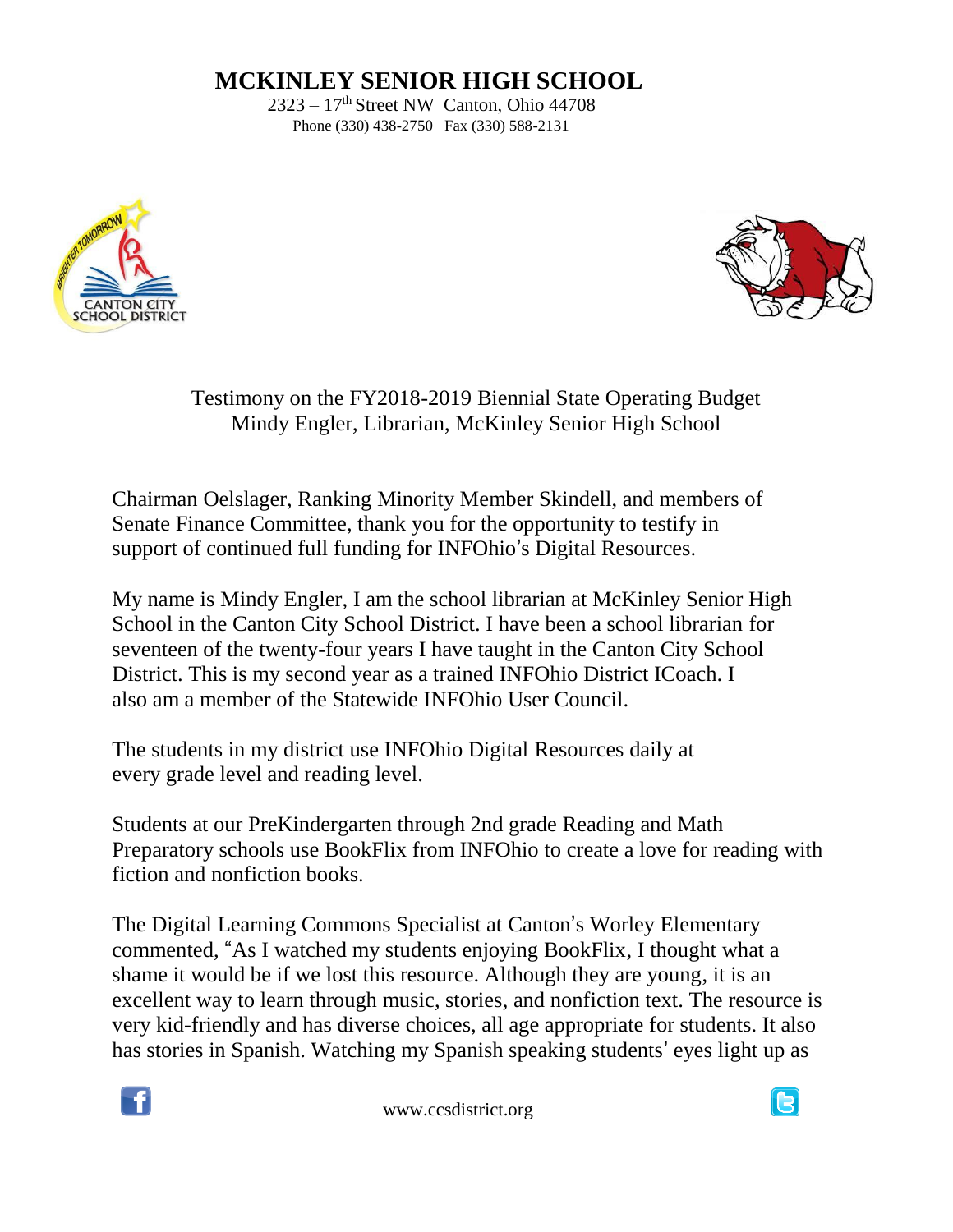# MCKINLEY SENIOR HIGH SCHOOL

2323 – 17th Street NW Canton, Ohio 44708
Phone (330) 438-2750 Fax (330) 588-2131

Testimony on the FY2018-2019 Biennial State Operating Budget
Mindy Engler, Librarian, McKinley Senior High School

Chairman Oelslager, Ranking Minority Member Skindell, and members of Senate Finance Committee, thank you for the opportunity to testify in support of continued full funding for INFOhio's Digital Resources.

My name is Mindy Engler, I am the school librarian at McKinley Senior High School in the Canton City School District. I have been a school librarian for seventeen of the twenty-four years I have taught in the Canton City School District. This is my second year as a trained INFOhio District ICoach. I also am a member of the Statewide INFOhio User Council.

The students in my district use INFOhio Digital Resources daily at every grade level and reading level.

Students at our PreKindergarten through 2nd grade Reading and Math Preparatory schools use BookFlix from INFOhio to create a love for reading with fiction and nonfiction books.

The Digital Learning Commons Specialist at Canton's Worley Elementary commented, "As I watched my students enjoying BookFlix, I thought what a shame it would be if we lost this resource. Although they are young, it is an excellent way to learn through music, stories, and nonfiction text. The resource is very kid-friendly and has diverse choices, all age appropriate for students. It also has stories in Spanish. Watching my Spanish speaking students' eyes light up as

www.ccsdistrict.org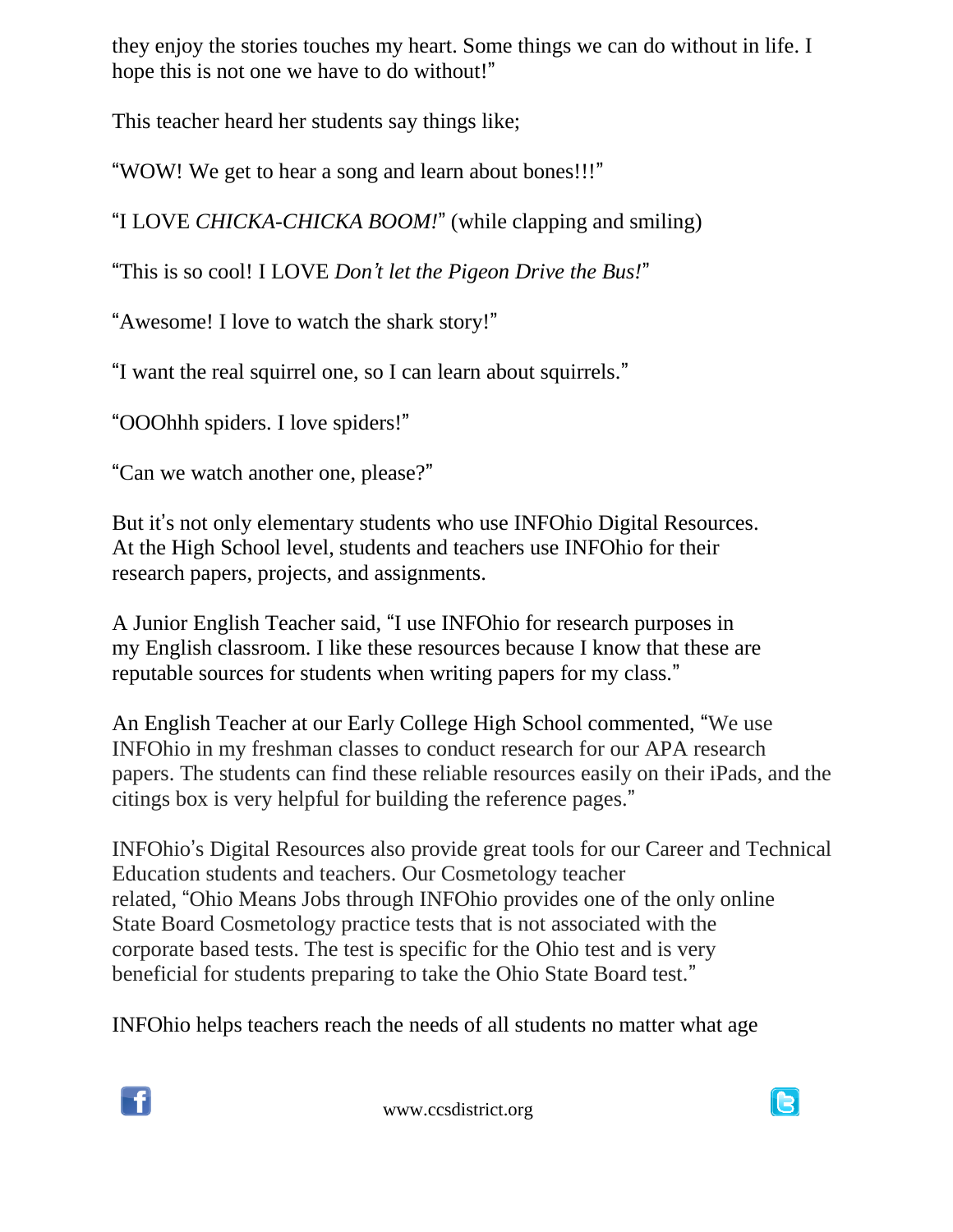they enjoy the stories touches my heart. Some things we can do without in life. I hope this is not one we have to do without!"

This teacher heard her students say things like;

"WOW! We get to hear a song and learn about bones!!!"

"I LOVE *CHICKA-CHICKA BOOM!*" (while clapping and smiling)

"This is so cool! I LOVE *Don't let the Pigeon Drive the Bus!*"

"Awesome! I love to watch the shark story!"

"I want the real squirrel one, so I can learn about squirrels."

"OOOhhh spiders. I love spiders!"

"Can we watch another one, please?"

But it's not only elementary students who use INFOhio Digital Resources. At the High School level, students and teachers use INFOhio for their research papers, projects, and assignments.

A Junior English Teacher said, "I use INFOhio for research purposes in my English classroom. I like these resources because I know that these are reputable sources for students when writing papers for my class."

An English Teacher at our Early College High School commented, "We use INFOhio in my freshman classes to conduct research for our APA research papers. The students can find these reliable resources easily on their iPads, and the citings box is very helpful for building the reference pages."

INFOhio's Digital Resources also provide great tools for our Career and Technical Education students and teachers. Our Cosmetology teacher related, "Ohio Means Jobs through INFOhio provides one of the only online State Board Cosmetology practice tests that is not associated with the corporate based tests. The test is specific for the Ohio test and is very beneficial for students preparing to take the Ohio State Board test."

INFOhio helps teachers reach the needs of all students no matter what age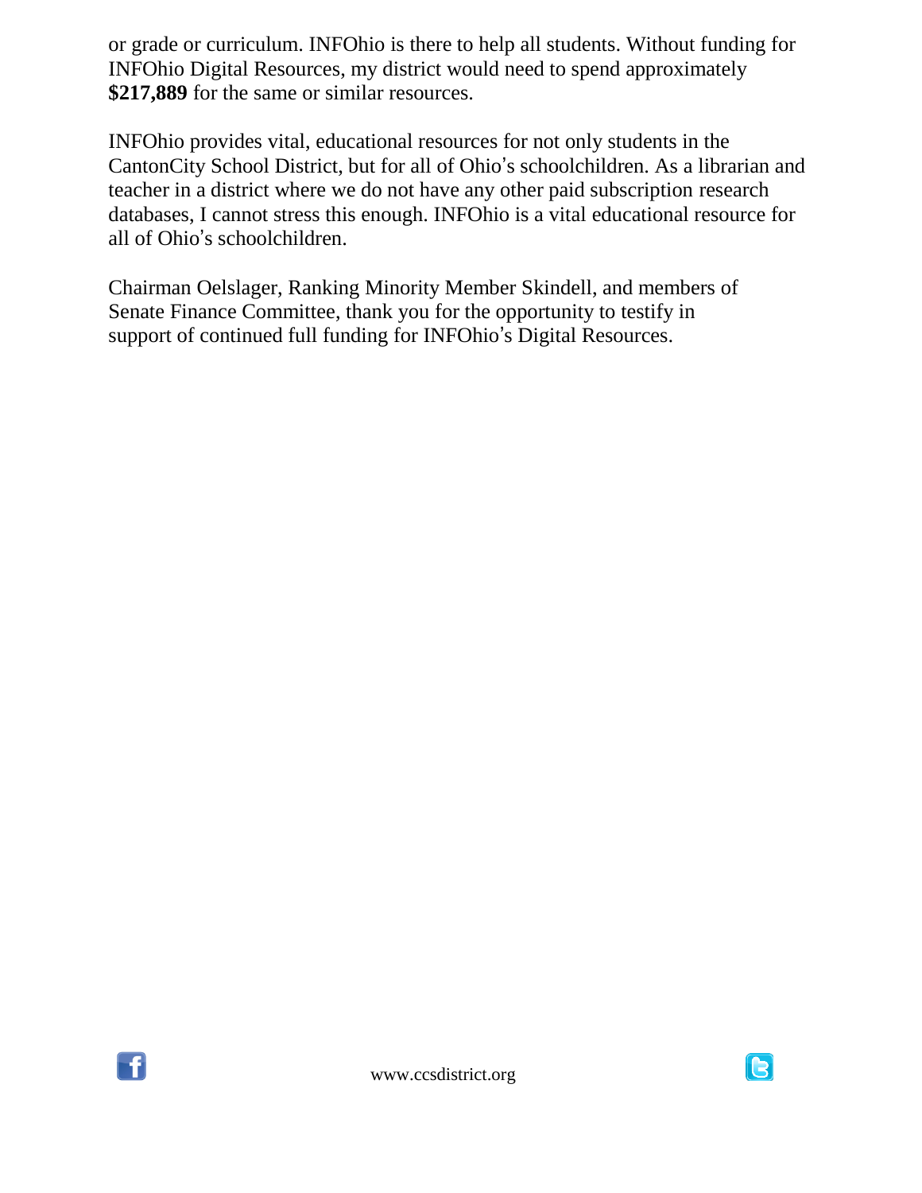or grade or curriculum. INFOhio is there to help all students. Without funding for INFOhio Digital Resources, my district would need to spend approximately **$217,889** for the same or similar resources.

INFOhio provides vital, educational resources for not only students in the CantonCity School District, but for all of Ohio's schoolchildren. As a librarian and teacher in a district where we do not have any other paid subscription research databases, I cannot stress this enough. INFOhio is a vital educational resource for all of Ohio's schoolchildren.

Chairman Oelslager, Ranking Minority Member Skindell, and members of Senate Finance Committee, thank you for the opportunity to testify in support of continued full funding for INFOhio's Digital Resources.

www.ccsdistrict.org